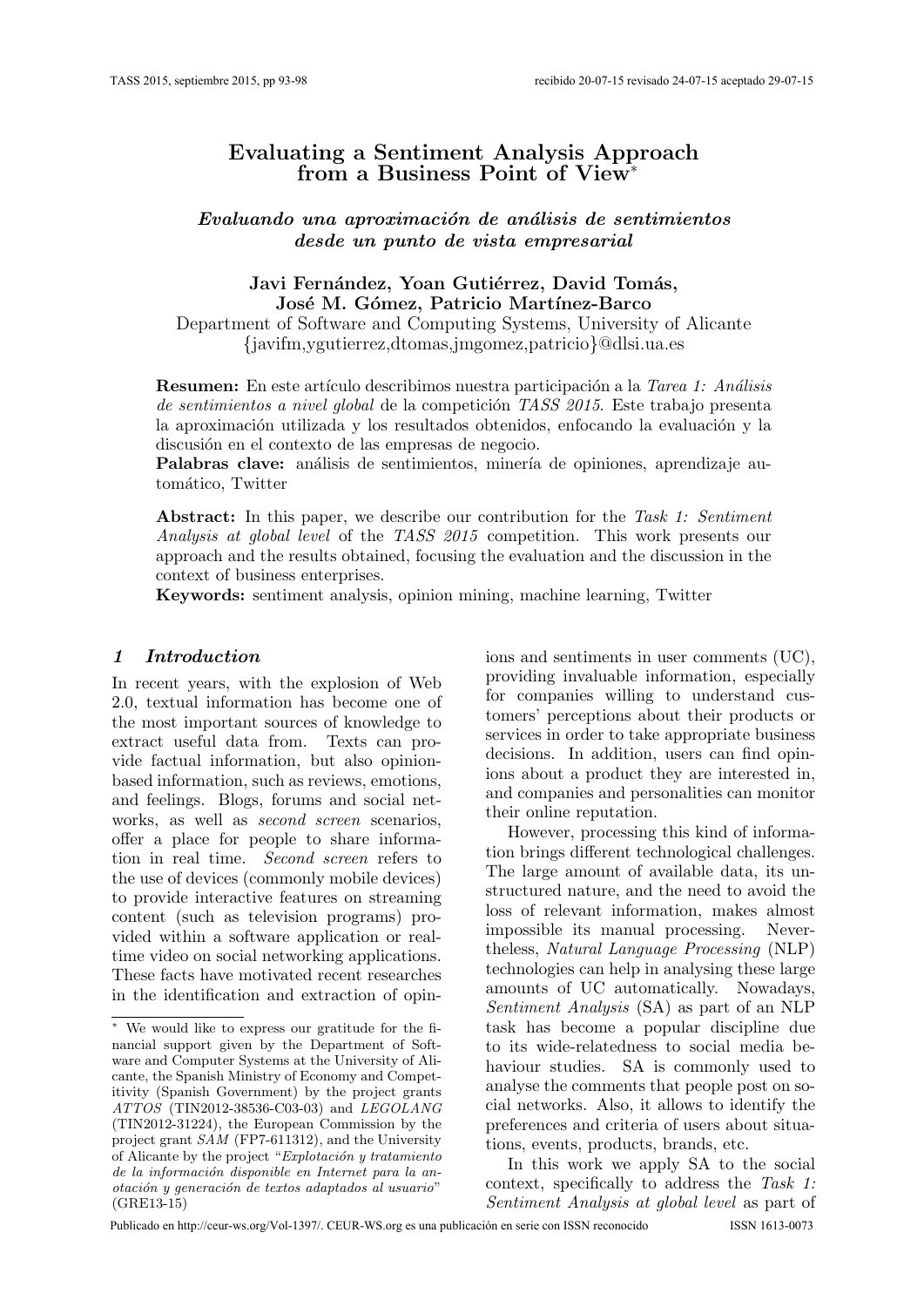# Evaluating a Sentiment Analysis Approach from a Business Point of View*

## *Evaluando una aproximación de análisis de sentimientos desde un punto de vista empresarial*

**Javi Fernández, Yoan Gutiérrez, David Tomás, José M. Gómez, Patricio Martínez-Barco**
Department of Software and Computing Systems, University of Alicante
{javifm,ygutierrez,dtomas,jmgomez,patricio}@dlsi.ua.es

**Resumen:** En este artículo describimos nuestra participación a la *Tarea 1: Análisis de sentimientos a nivel global* de la competición *TASS 2015*. Este trabajo presenta la aproximación utilizada y los resultados obtenidos, enfocando la evaluación y la discusión en el contexto de las empresas de negocio.
**Palabras clave:** análisis de sentimientos, minería de opiniones, aprendizaje automático, Twitter

**Abstract:** In this paper, we describe our contribution for the *Task 1: Sentiment Analysis at global level* of the *TASS 2015* competition. This work presents our approach and the results obtained, focusing the evaluation and the discussion in the context of business enterprises.
**Keywords:** sentiment analysis, opinion mining, machine learning, Twitter

## 1 Introduction

In recent years, with the explosion of Web 2.0, textual information has become one of the most important sources of knowledge to extract useful data from. Texts can provide factual information, but also opinion-based information, such as reviews, emotions, and feelings. Blogs, forums and social networks, as well as *second screen* scenarios, offer a place for people to share information in real time. *Second screen* refers to the use of devices (commonly mobile devices) to provide interactive features on streaming content (such as television programs) provided within a software application or real-time video on social networking applications. These facts have motivated recent researches in the identification and extraction of opinions and sentiments in user comments (UC), providing invaluable information, especially for companies willing to understand customers' perceptions about their products or services in order to take appropriate business decisions. In addition, users can find opinions about a product they are interested in, and companies and personalities can monitor their online reputation.

However, processing this kind of information brings different technological challenges. The large amount of available data, its unstructured nature, and the need to avoid the loss of relevant information, makes almost impossible its manual processing. Nevertheless, *Natural Language Processing* (NLP) technologies can help in analysing these large amounts of UC automatically. Nowadays, *Sentiment Analysis* (SA) as part of an NLP task has become a popular discipline due to its wide-relatedness to social media behaviour studies. SA is commonly used to analyse the comments that people post on social networks. Also, it allows to identify the preferences and criteria of users about situations, events, products, brands, etc.

In this work we apply SA to the social context, specifically to address the *Task 1: Sentiment Analysis at global level* as part of

---

* We would like to express our gratitude for the financial support given by the Department of Software and Computer Systems at the University of Alicante, the Spanish Ministry of Economy and Competitivity (Spanish Government) by the project grants *ATTOS* (TIN2012-38536-C03-03) and *LEGOLANG* (TIN2012-31224), the European Commission by the project grant *SAM* (FP7-611312), and the University of Alicante by the project "*Explotación y tratamiento de la información disponible en Internet para la anotación y generación de textos adaptados al usuario*" (GRE13-15)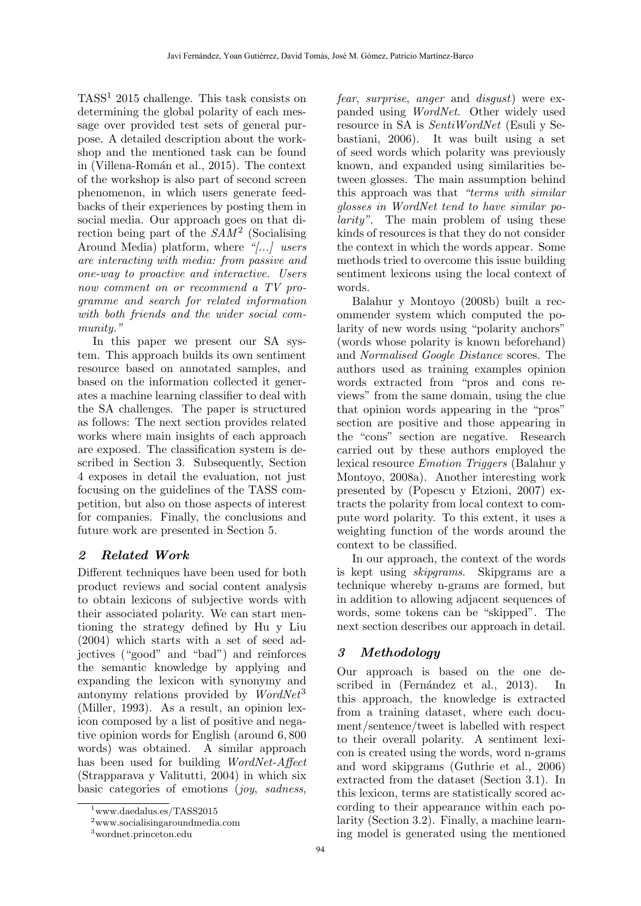TASS[1] 2015 challenge. This task consists on determining the global polarity of each message over provided test sets of general purpose. A detailed description about the workshop and the mentioned task can be found in (Villena-Román et al., 2015). The context of the workshop is also part of second screen phenomenon, in which users generate feedbacks of their experiences by posting them in social media. Our approach goes on that direction being part of the *SAM*[2] (Socialising Around Media) platform, where *"[...] users are interacting with media: from passive and one-way to proactive and interactive. Users now comment on or recommend a TV programme and search for related information with both friends and the wider social community."*

In this paper we present our SA system. This approach builds its own sentiment resource based on annotated samples, and based on the information collected it generates a machine learning classifier to deal with the SA challenges. The paper is structured as follows: The next section provides related works where main insights of each approach are exposed. The classification system is described in Section 3. Subsequently, Section 4 exposes in detail the evaluation, not just focusing on the guidelines of the TASS competition, but also on those aspects of interest for companies. Finally, the conclusions and future work are presented in Section 5.

## 2 Related Work

Different techniques have been used for both product reviews and social content analysis to obtain lexicons of subjective words with their associated polarity. We can start mentioning the strategy defined by Hu y Liu (2004) which starts with a set of seed adjectives ("good" and "bad") and reinforces the semantic knowledge by applying and expanding the lexicon with synonymy and antonymy relations provided by *WordNet*[3] (Miller, 1993). As a result, an opinion lexicon composed by a list of positive and negative opinion words for English (around 6,800 words) was obtained. A similar approach has been used for building *WordNet-Affect* (Strapparava y Valitutti, 2004) in which six basic categories of emotions (*joy*, *sadness*, *fear*, *surprise*, *anger* and *disgust*) were expanded using *WordNet*. Other widely used resource in SA is *SentiWordNet* (Esuli y Sebastiani, 2006). It was built using a set of seed words which polarity was previously known, and expanded using similarities between glosses. The main assumption behind this approach was that *"terms with similar glosses in WordNet tend to have similar polarity"*. The main problem of using these kinds of resources is that they do not consider the context in which the words appear. Some methods tried to overcome this issue building sentiment lexicons using the local context of words.

Balahur y Montoyo (2008b) built a recommender system which computed the polarity of new words using "polarity anchors" (words whose polarity is known beforehand) and *Normalised Google Distance* scores. The authors used as training examples opinion words extracted from "pros and cons reviews" from the same domain, using the clue that opinion words appearing in the "pros" section are positive and those appearing in the "cons" section are negative. Research carried out by these authors employed the lexical resource *Emotion Triggers* (Balahur y Montoyo, 2008a). Another interesting work presented by (Popescu y Etzioni, 2007) extracts the polarity from local context to compute word polarity. To this extent, it uses a weighting function of the words around the context to be classified.

In our approach, the context of the words is kept using *skipgrams*. Skipgrams are a technique whereby n-grams are formed, but in addition to allowing adjacent sequences of words, some tokens can be "skipped". The next section describes our approach in detail.

## 3 Methodology

Our approach is based on the one described in (Fernández et al., 2013). In this approach, the knowledge is extracted from a training dataset, where each document/sentence/tweet is labelled with respect to their overall polarity. A sentiment lexicon is created using the words, word n-grams and word skipgrams (Guthrie et al., 2006) extracted from the dataset (Section 3.1). In this lexicon, terms are statistically scored according to their appearance within each polarity (Section 3.2). Finally, a machine learning model is generated using the mentioned

[1] www.daedalus.es/TASS2015

[2] www.socialisingaroundmedia.com

[3] wordnet.princeton.edu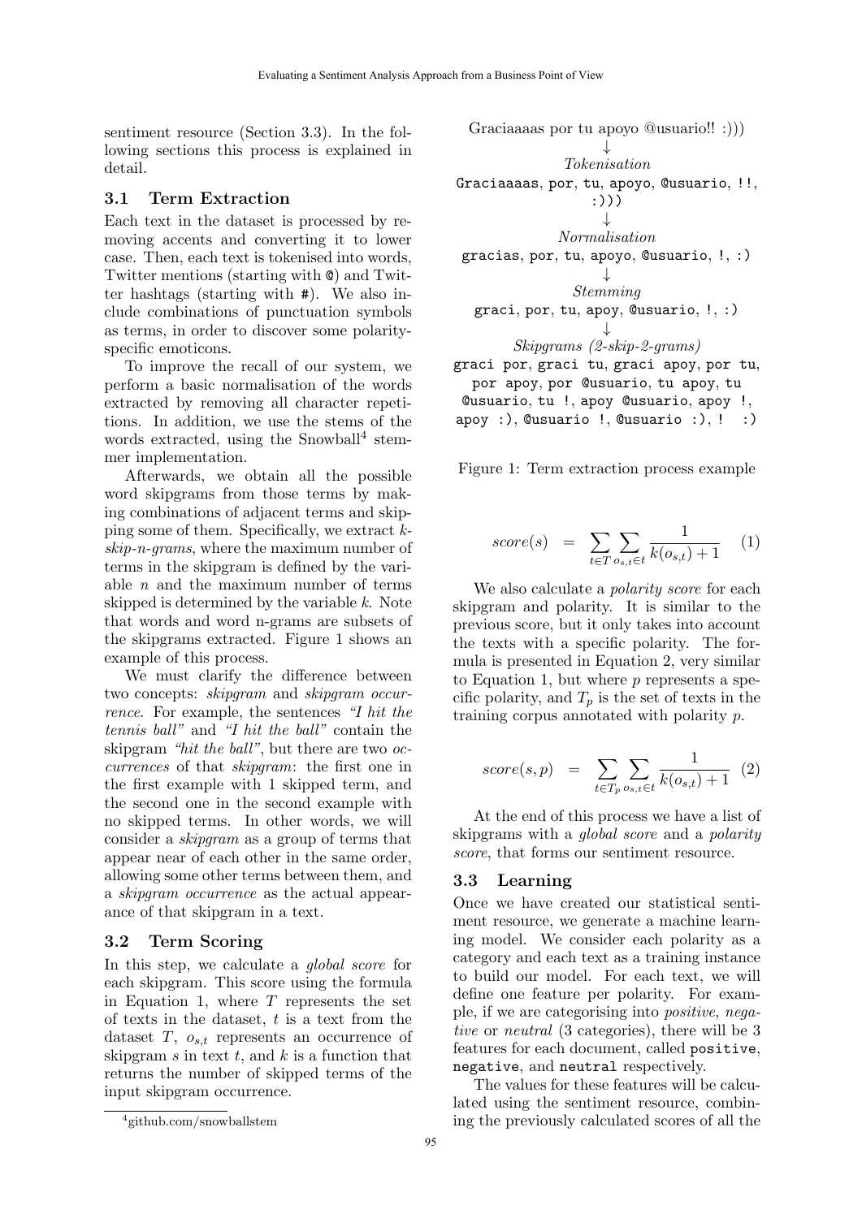sentiment resource (Section 3.3). In the following sections this process is explained in detail.

### 3.1 Term Extraction

Each text in the dataset is processed by removing accents and converting it to lower case. Then, each text is tokenised into words, Twitter mentions (starting with `@`) and Twitter hashtags (starting with `#`). We also include combinations of punctuation symbols as terms, in order to discover some polarity-specific emoticons.

To improve the recall of our system, we perform a basic normalisation of the words extracted by removing all character repetitions. In addition, we use the stems of the words extracted, using the Snowball[4] stemmer implementation.

Afterwards, we obtain all the possible word skipgrams from those terms by making combinations of adjacent terms and skipping some of them. Specifically, we extract *k-skip-n-grams*, where the maximum number of terms in the skipgram is defined by the variable $n$ and the maximum number of terms skipped is determined by the variable $k$. Note that words and word n-grams are subsets of the skipgrams extracted. Figure 1 shows an example of this process.

We must clarify the difference between two concepts: *skipgram* and *skipgram occurrence*. For example, the sentences *"I hit the tennis ball"* and *"I hit the ball"* contain the skipgram *"hit the ball"*, but there are two *occurrences* of that *skipgram*: the first one in the first example with 1 skipped term, and the second one in the second example with no skipped terms. In other words, we will consider a *skipgram* as a group of terms that appear near of each other in the same order, allowing some other terms between them, and a *skipgram occurrence* as the actual appearance of that skipgram in a text.

### 3.2 Term Scoring

In this step, we calculate a *global score* for each skipgram. This score using the formula in Equation 1, where $T$ represents the set of texts in the dataset, $t$ is a text from the dataset $T$, $o_{s,t}$ represents an occurrence of skipgram $s$ in text $t$, and $k$ is a function that returns the number of skipped terms of the input skipgram occurrence.

[4] github.com/snowballstem

Graciaaaas por tu apoyo @usuario!! :)))

↓

*Tokenisation*

`Graciaaaas`, `por`, `tu`, `apoyo`, `@usuario`, `!!`, `:)))`

↓

*Normalisation*

`gracias`, `por`, `tu`, `apoyo`, `@usuario`, `!`, `:)`

↓

*Stemming*

`graci`, `por`, `tu`, `apoy`, `@usuario`, `!`, `:)`

↓

*Skipgrams (2-skip-2-grams)*

`graci por`, `graci tu`, `graci apoy`, `por tu`, `por apoy`, `por @usuario`, `tu apoy`, `tu @usuario`, `tu !`, `apoy @usuario`, `apoy !`, `apoy :)`, `@usuario !`, `@usuario :)`, `! :)`

Figure 1: Term extraction process example

$$score(s) = \sum_{t \in T} \sum_{o_{s,t} \in t} \frac{1}{k(o_{s,t}) + 1} \quad (1)$$

We also calculate a *polarity score* for each skipgram and polarity. It is similar to the previous score, but it only takes into account the texts with a specific polarity. The formula is presented in Equation 2, very similar to Equation 1, but where $p$ represents a specific polarity, and $T_p$ is the set of texts in the training corpus annotated with polarity $p$.

$$score(s,p) = \sum_{t \in T_p} \sum_{o_{s,t} \in t} \frac{1}{k(o_{s,t}) + 1} \quad (2)$$

At the end of this process we have a list of skipgrams with a *global score* and a *polarity score*, that forms our sentiment resource.

### 3.3 Learning

Once we have created our statistical sentiment resource, we generate a machine learning model. We consider each polarity as a category and each text as a training instance to build our model. For each text, we will define one feature per polarity. For example, if we are categorising into *positive*, *negative* or *neutral* (3 categories), there will be 3 features for each document, called `positive`, `negative`, and `neutral` respectively.

The values for these features will be calculated using the sentiment resource, combining the previously calculated scores of all the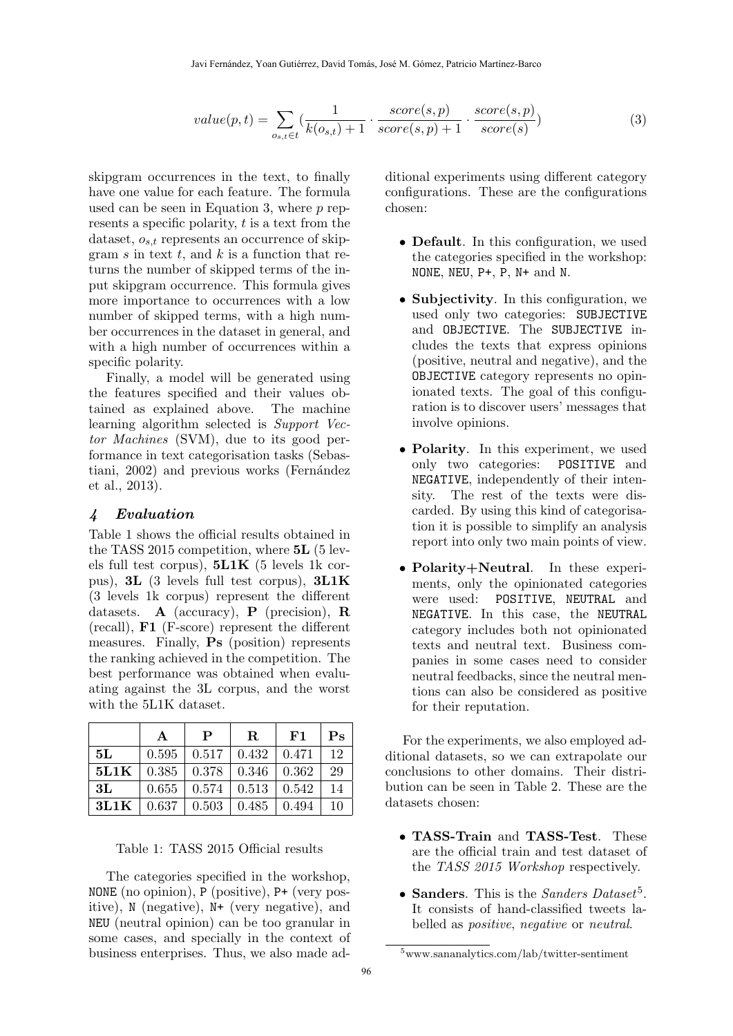$$value(p,t) = \sum_{o_{s,t} \in t} \left( \frac{1}{k(o_{s,t}) + 1} \cdot \frac{score(s,p)}{score(s,p) + 1} \cdot \frac{score(s,p)}{score(s)} \right) \tag{3}$$

skipgram occurrences in the text, to finally have one value for each feature. The formula used can be seen in Equation 3, where $p$ represents a specific polarity, $t$ is a text from the dataset, $o_{s,t}$ represents an occurrence of skipgram $s$ in text $t$, and $k$ is a function that returns the number of skipped terms of the input skipgram occurrence. This formula gives more importance to occurrences with a low number of skipped terms, with a high number occurrences in the dataset in general, and with a high number of occurrences within a specific polarity.

Finally, a model will be generated using the features specified and their values obtained as explained above. The machine learning algorithm selected is *Support Vector Machines* (SVM), due to its good performance in text categorisation tasks (Sebastiani, 2002) and previous works (Fernández et al., 2013).

## 4 Evaluation

Table 1 shows the official results obtained in the TASS 2015 competition, where **5L** (5 levels full test corpus), **5L1K** (5 levels 1k corpus), **3L** (3 levels full test corpus), **3L1K** (3 levels 1k corpus) represent the different datasets. **A** (accuracy), **P** (precision), **R** (recall), **F1** (F-score) represent the different measures. Finally, **Ps** (position) represents the ranking achieved in the competition. The best performance was obtained when evaluating against the 3L corpus, and the worst with the 5L1K dataset.

| | **A** | **P** | **R** | **F1** | **Ps** |
|---|---|---|---|---|---|
| **5L** | 0.595 | 0.517 | 0.432 | 0.471 | 12 |
| **5L1K** | 0.385 | 0.378 | 0.346 | 0.362 | 29 |
| **3L** | 0.655 | 0.574 | 0.513 | 0.542 | 14 |
| **3L1K** | 0.637 | 0.503 | 0.485 | 0.494 | 10 |

Table 1: TASS 2015 Official results

The categories specified in the workshop, `NONE` (no opinion), `P` (positive), `P+` (very positive), `N` (negative), `N+` (very negative), and `NEU` (neutral opinion) can be too granular in some cases, and specially in the context of business enterprises. Thus, we also made additional experiments using different category configurations. These are the configurations chosen:

- **Default**. In this configuration, we used the categories specified in the workshop: `NONE`, `NEU`, `P+`, `P`, `N+` and `N`.
- **Subjectivity**. In this configuration, we used only two categories: `SUBJECTIVE` and `OBJECTIVE`. The `SUBJECTIVE` includes the texts that express opinions (positive, neutral and negative), and the `OBJECTIVE` category represents no opinionated texts. The goal of this configuration is to discover users' messages that involve opinions.
- **Polarity**. In this experiment, we used only two categories: `POSITIVE` and `NEGATIVE`, independently of their intensity. The rest of the texts were discarded. By using this kind of categorisation it is possible to simplify an analysis report into only two main points of view.
- **Polarity+Neutral**. In these experiments, only the opinionated categories were used: `POSITIVE`, `NEUTRAL` and `NEGATIVE`. In this case, the `NEUTRAL` category includes both not opinionated texts and neutral text. Business companies in some cases need to consider neutral feedbacks, since the neutral mentions can also be considered as positive for their reputation.

For the experiments, we also employed additional datasets, so we can extrapolate our conclusions to other domains. Their distribution can be seen in Table 2. These are the datasets chosen:

- **TASS-Train** and **TASS-Test**. These are the official train and test dataset of the *TASS 2015 Workshop* respectively.
- **Sanders**. This is the *Sanders Dataset*[5]. It consists of hand-classified tweets labelled as *positive*, *negative* or *neutral*.

[5] www.sananalytics.com/lab/twitter-sentiment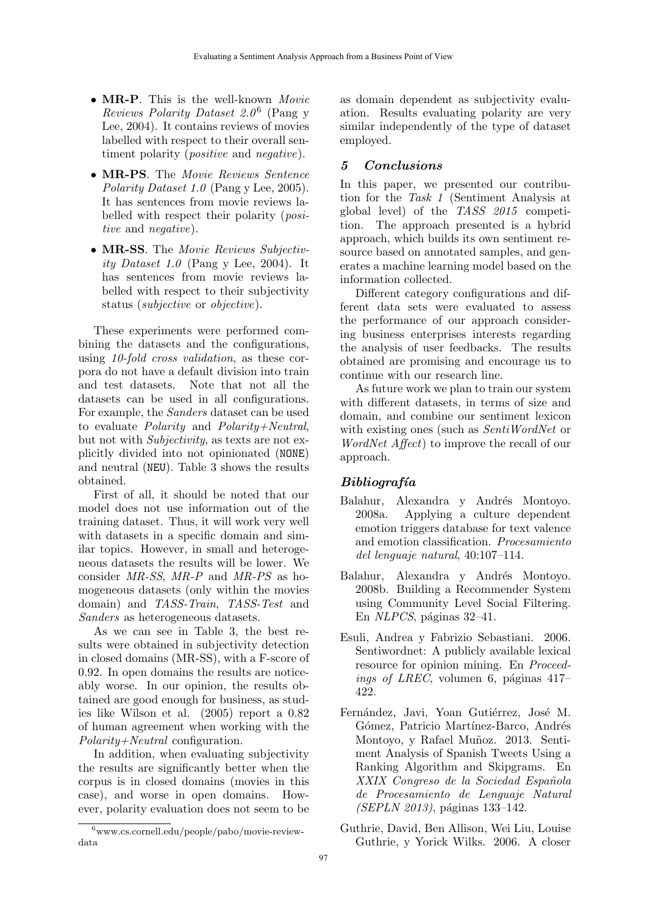- **MR-P**. This is the well-known *Movie Reviews Polarity Dataset 2.0*[6] (Pang y Lee, 2004). It contains reviews of movies labelled with respect to their overall sentiment polarity (*positive* and *negative*).
- **MR-PS**. The *Movie Reviews Sentence Polarity Dataset 1.0* (Pang y Lee, 2005). It has sentences from movie reviews labelled with respect their polarity (*positive* and *negative*).
- **MR-SS**. The *Movie Reviews Subjectivity Dataset 1.0* (Pang y Lee, 2004). It has sentences from movie reviews labelled with respect to their subjectivity status (*subjective* or *objective*).

These experiments were performed combining the datasets and the configurations, using *10-fold cross validation*, as these corpora do not have a default division into train and test datasets. Note that not all the datasets can be used in all configurations. For example, the *Sanders* dataset can be used to evaluate *Polarity* and *Polarity+Neutral*, but not with *Subjectivity*, as texts are not explicitly divided into not opinionated (`NONE`) and neutral (`NEU`). Table 3 shows the results obtained.

First of all, it should be noted that our model does not use information out of the training dataset. Thus, it will work very well with datasets in a specific domain and similar topics. However, in small and heterogeneous datasets the results will be lower. We consider *MR-SS*, *MR-P* and *MR-PS* as homogeneous datasets (only within the movies domain) and *TASS-Train*, *TASS-Test* and *Sanders* as heterogeneous datasets.

As we can see in Table 3, the best results were obtained in subjectivity detection in closed domains (MR-SS), with a F-score of 0.92. In open domains the results are noticeably worse. In our opinion, the results obtained are good enough for business, as studies like Wilson et al. (2005) report a 0.82 of human agreement when working with the *Polarity+Neutral* configuration.

In addition, when evaluating subjectivity the results are significantly better when the corpus is in closed domains (movies in this case), and worse in open domains. However, polarity evaluation does not seem to be as domain dependent as subjectivity evaluation. Results evaluating polarity are very similar independently of the type of dataset employed.

[6] www.cs.cornell.edu/people/pabo/movie-review-data

## 5 Conclusions

In this paper, we presented our contribution for the *Task 1* (Sentiment Analysis at global level) of the *TASS 2015* competition. The approach presented is a hybrid approach, which builds its own sentiment resource based on annotated samples, and generates a machine learning model based on the information collected.

Different category configurations and different data sets were evaluated to assess the performance of our approach considering business enterprises interests regarding the analysis of user feedbacks. The results obtained are promising and encourage us to continue with our research line.

As future work we plan to train our system with different datasets, in terms of size and domain, and combine our sentiment lexicon with existing ones (such as *SentiWordNet* or *WordNet Affect*) to improve the recall of our approach.

## Bibliografía

Balahur, Alexandra y Andrés Montoyo. 2008a. Applying a culture dependent emotion triggers database for text valence and emotion classification. *Procesamiento del lenguaje natural*, 40:107–114.

Balahur, Alexandra y Andrés Montoyo. 2008b. Building a Recommender System using Community Level Social Filtering. En *NLPCS*, páginas 32–41.

Esuli, Andrea y Fabrizio Sebastiani. 2006. Sentiwordnet: A publicly available lexical resource for opinion mining. En *Proceedings of LREC*, volumen 6, páginas 417–422.

Fernández, Javi, Yoan Gutiérrez, José M. Gómez, Patricio Martínez-Barco, Andrés Montoyo, y Rafael Muñoz. 2013. Sentiment Analysis of Spanish Tweets Using a Ranking Algorithm and Skipgrams. En *XXIX Congreso de la Sociedad Española de Procesamiento de Lenguaje Natural (SEPLN 2013)*, páginas 133–142.

Guthrie, David, Ben Allison, Wei Liu, Louise Guthrie, y Yorick Wilks. 2006. A closer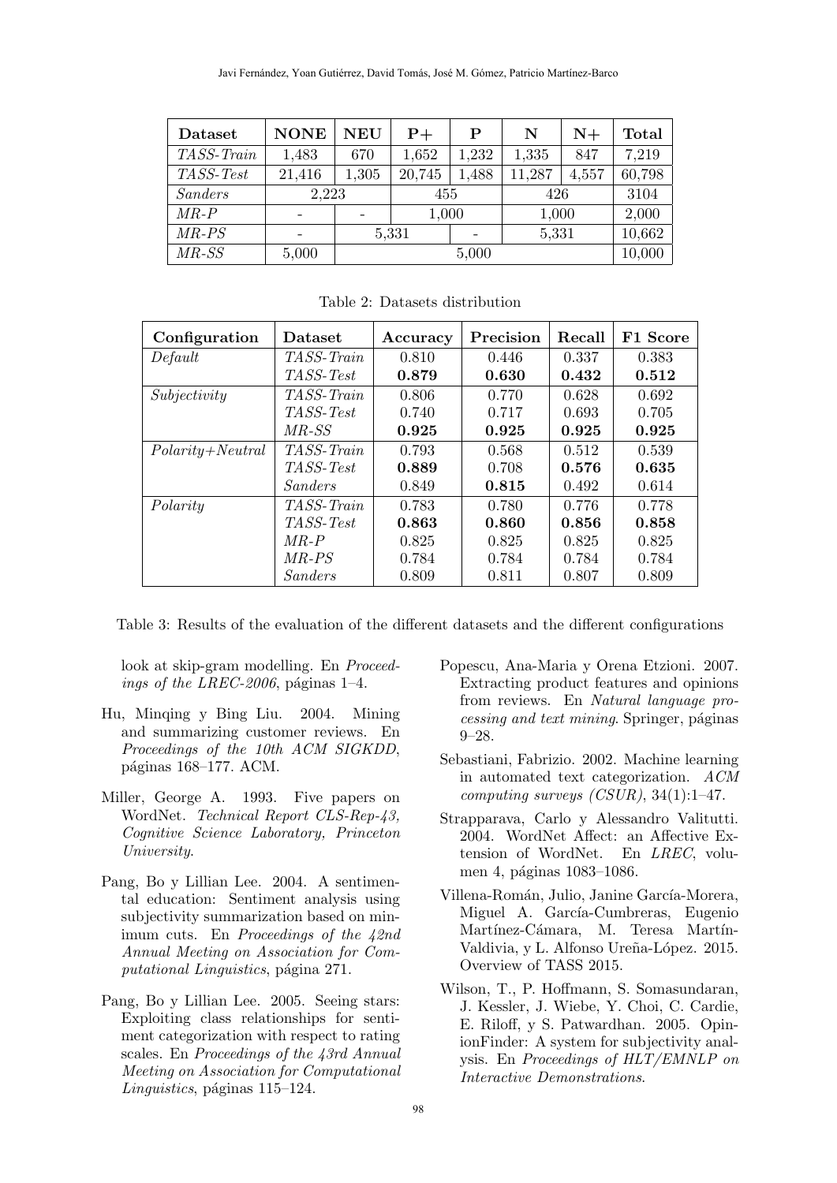| Dataset | NONE | NEU | P+ | P | N | N+ | Total |
|---|---|---|---|---|---|---|---|
| *TASS-Train* | 1,483 | 670 | 1,652 | 1,232 | 1,335 | 847 | 7,219 |
| *TASS-Test* | 21,416 | 1,305 | 20,745 | 1,488 | 11,287 | 4,557 | 60,798 |
| *Sanders* | 2,223 | | 455 | | 426 | | 3104 |
| *MR-P* | - | - | 1,000 | | 1,000 | | 2,000 |
| *MR-PS* | - | 5,331 | | - | 5,331 | | 10,662 |
| *MR-SS* | 5,000 | 5,000 | | | | | 10,000 |

Table 2: Datasets distribution

| Configuration | Dataset | Accuracy | Precision | Recall | F1 Score |
|---|---|---|---|---|---|
| *Default* | *TASS-Train* | 0.810 | 0.446 | 0.337 | 0.383 |
| | *TASS-Test* | **0.879** | **0.630** | **0.432** | **0.512** |
| *Subjectivity* | *TASS-Train* | 0.806 | 0.770 | 0.628 | 0.692 |
| | *TASS-Test* | 0.740 | 0.717 | 0.693 | 0.705 |
| | *MR-SS* | **0.925** | **0.925** | **0.925** | **0.925** |
| *Polarity+Neutral* | *TASS-Train* | 0.793 | 0.568 | 0.512 | 0.539 |
| | *TASS-Test* | **0.889** | 0.708 | **0.576** | **0.635** |
| | *Sanders* | 0.849 | **0.815** | 0.492 | 0.614 |
| *Polarity* | *TASS-Train* | 0.783 | 0.780 | 0.776 | 0.778 |
| | *TASS-Test* | **0.863** | **0.860** | **0.856** | **0.858** |
| | *MR-P* | 0.825 | 0.825 | 0.825 | 0.825 |
| | *MR-PS* | 0.784 | 0.784 | 0.784 | 0.784 |
| | *Sanders* | 0.809 | 0.811 | 0.807 | 0.809 |

Table 3: Results of the evaluation of the different datasets and the different configurations

look at skip-gram modelling. En *Proceedings of the LREC-2006*, páginas 1–4.

Hu, Minqing y Bing Liu. 2004. Mining and summarizing customer reviews. En *Proceedings of the 10th ACM SIGKDD*, páginas 168–177. ACM.

Miller, George A. 1993. Five papers on WordNet. *Technical Report CLS-Rep-43, Cognitive Science Laboratory, Princeton University*.

Pang, Bo y Lillian Lee. 2004. A sentimental education: Sentiment analysis using subjectivity summarization based on minimum cuts. En *Proceedings of the 42nd Annual Meeting on Association for Computational Linguistics*, página 271.

Pang, Bo y Lillian Lee. 2005. Seeing stars: Exploiting class relationships for sentiment categorization with respect to rating scales. En *Proceedings of the 43rd Annual Meeting on Association for Computational Linguistics*, páginas 115–124.

Popescu, Ana-Maria y Orena Etzioni. 2007. Extracting product features and opinions from reviews. En *Natural language processing and text mining*. Springer, páginas 9–28.

Sebastiani, Fabrizio. 2002. Machine learning in automated text categorization. *ACM computing surveys (CSUR)*, 34(1):1–47.

Strapparava, Carlo y Alessandro Valitutti. 2004. WordNet Affect: an Affective Extension of WordNet. En *LREC*, volumen 4, páginas 1083–1086.

Villena-Román, Julio, Janine García-Morera, Miguel A. García-Cumbreras, Eugenio Martínez-Cámara, M. Teresa Martín-Valdivia, y L. Alfonso Ureña-López. 2015. Overview of TASS 2015.

Wilson, T., P. Hoffmann, S. Somasundaran, J. Kessler, J. Wiebe, Y. Choi, C. Cardie, E. Riloff, y S. Patwardhan. 2005. OpinionFinder: A system for subjectivity analysis. En *Proceedings of HLT/EMNLP on Interactive Demonstrations*.